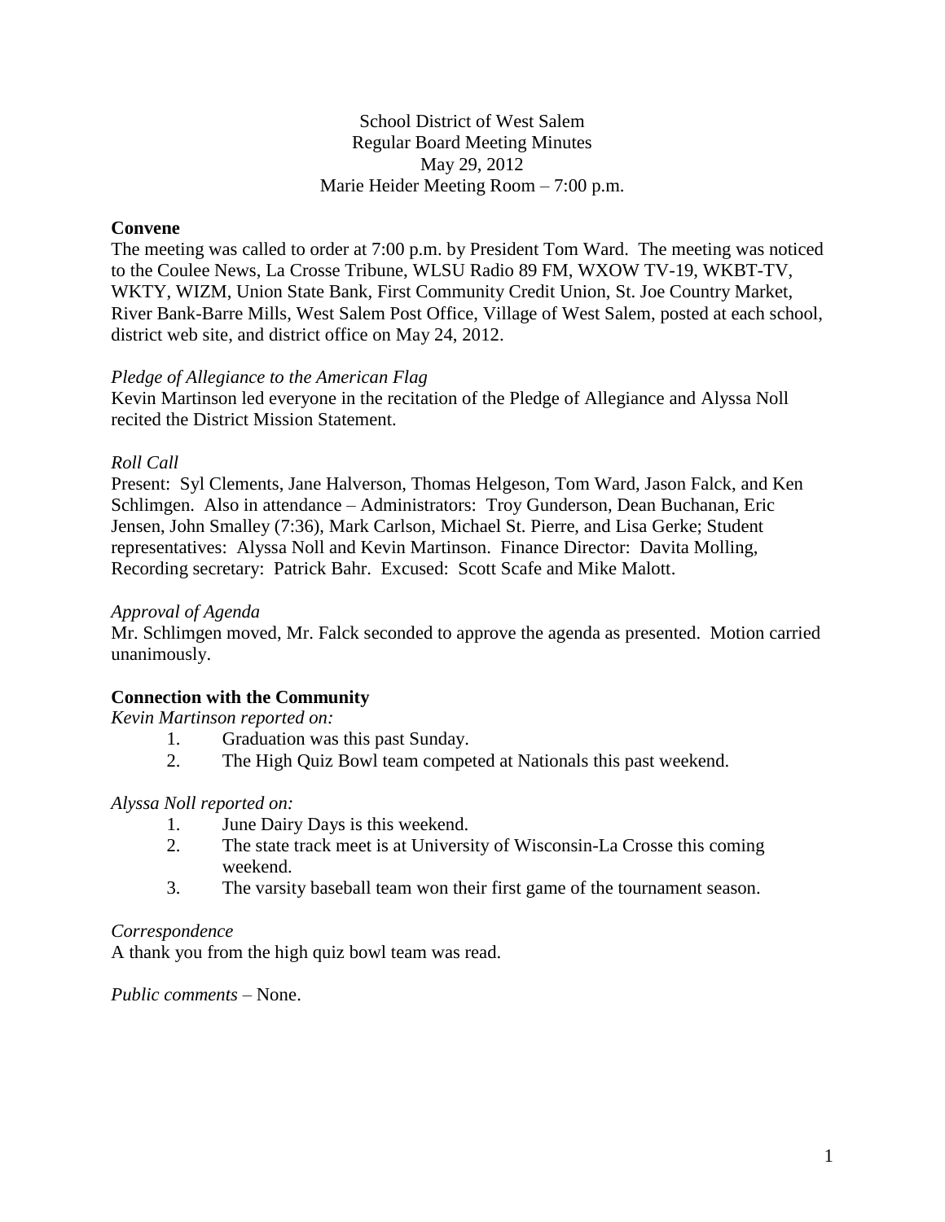School District of West Salem
Regular Board Meeting Minutes
May 29, 2012
Marie Heider Meeting Room – 7:00 p.m.

**Convene**

The meeting was called to order at 7:00 p.m. by President Tom Ward. The meeting was noticed to the Coulee News, La Crosse Tribune, WLSU Radio 89 FM, WXOW TV-19, WKBT-TV, WKTY, WIZM, Union State Bank, First Community Credit Union, St. Joe Country Market, River Bank-Barre Mills, West Salem Post Office, Village of West Salem, posted at each school, district web site, and district office on May 24, 2012.

*Pledge of Allegiance to the American Flag*

Kevin Martinson led everyone in the recitation of the Pledge of Allegiance and Alyssa Noll recited the District Mission Statement.

*Roll Call*

Present: Syl Clements, Jane Halverson, Thomas Helgeson, Tom Ward, Jason Falck, and Ken Schlimgen. Also in attendance – Administrators: Troy Gunderson, Dean Buchanan, Eric Jensen, John Smalley (7:36), Mark Carlson, Michael St. Pierre, and Lisa Gerke; Student representatives: Alyssa Noll and Kevin Martinson. Finance Director: Davita Molling, Recording secretary: Patrick Bahr. Excused: Scott Scafe and Mike Malott.

*Approval of Agenda*

Mr. Schlimgen moved, Mr. Falck seconded to approve the agenda as presented. Motion carried unanimously.

**Connection with the Community**

*Kevin Martinson reported on:*

1. Graduation was this past Sunday.
2. The High Quiz Bowl team competed at Nationals this past weekend.

*Alyssa Noll reported on:*

1. June Dairy Days is this weekend.
2. The state track meet is at University of Wisconsin-La Crosse this coming weekend.
3. The varsity baseball team won their first game of the tournament season.

*Correspondence*

A thank you from the high quiz bowl team was read.

*Public comments* – None.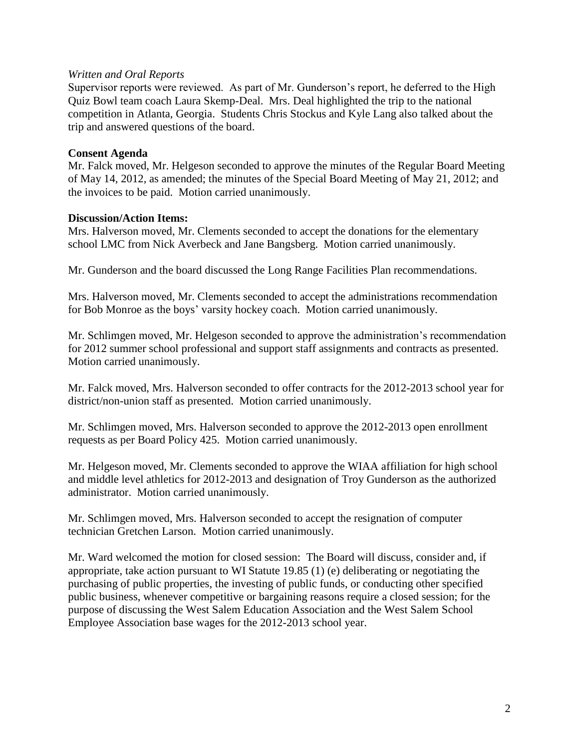*Written and Oral Reports*

Supervisor reports were reviewed. As part of Mr. Gunderson's report, he deferred to the High Quiz Bowl team coach Laura Skemp-Deal. Mrs. Deal highlighted the trip to the national competition in Atlanta, Georgia. Students Chris Stockus and Kyle Lang also talked about the trip and answered questions of the board.

**Consent Agenda**

Mr. Falck moved, Mr. Helgeson seconded to approve the minutes of the Regular Board Meeting of May 14, 2012, as amended; the minutes of the Special Board Meeting of May 21, 2012; and the invoices to be paid. Motion carried unanimously.

**Discussion/Action Items:**

Mrs. Halverson moved, Mr. Clements seconded to accept the donations for the elementary school LMC from Nick Averbeck and Jane Bangsberg. Motion carried unanimously.

Mr. Gunderson and the board discussed the Long Range Facilities Plan recommendations.

Mrs. Halverson moved, Mr. Clements seconded to accept the administrations recommendation for Bob Monroe as the boys' varsity hockey coach. Motion carried unanimously.

Mr. Schlimgen moved, Mr. Helgeson seconded to approve the administration's recommendation for 2012 summer school professional and support staff assignments and contracts as presented. Motion carried unanimously.

Mr. Falck moved, Mrs. Halverson seconded to offer contracts for the 2012-2013 school year for district/non-union staff as presented. Motion carried unanimously.

Mr. Schlimgen moved, Mrs. Halverson seconded to approve the 2012-2013 open enrollment requests as per Board Policy 425. Motion carried unanimously.

Mr. Helgeson moved, Mr. Clements seconded to approve the WIAA affiliation for high school and middle level athletics for 2012-2013 and designation of Troy Gunderson as the authorized administrator. Motion carried unanimously.

Mr. Schlimgen moved, Mrs. Halverson seconded to accept the resignation of computer technician Gretchen Larson. Motion carried unanimously.

Mr. Ward welcomed the motion for closed session: The Board will discuss, consider and, if appropriate, take action pursuant to WI Statute 19.85 (1) (e) deliberating or negotiating the purchasing of public properties, the investing of public funds, or conducting other specified public business, whenever competitive or bargaining reasons require a closed session; for the purpose of discussing the West Salem Education Association and the West Salem School Employee Association base wages for the 2012-2013 school year.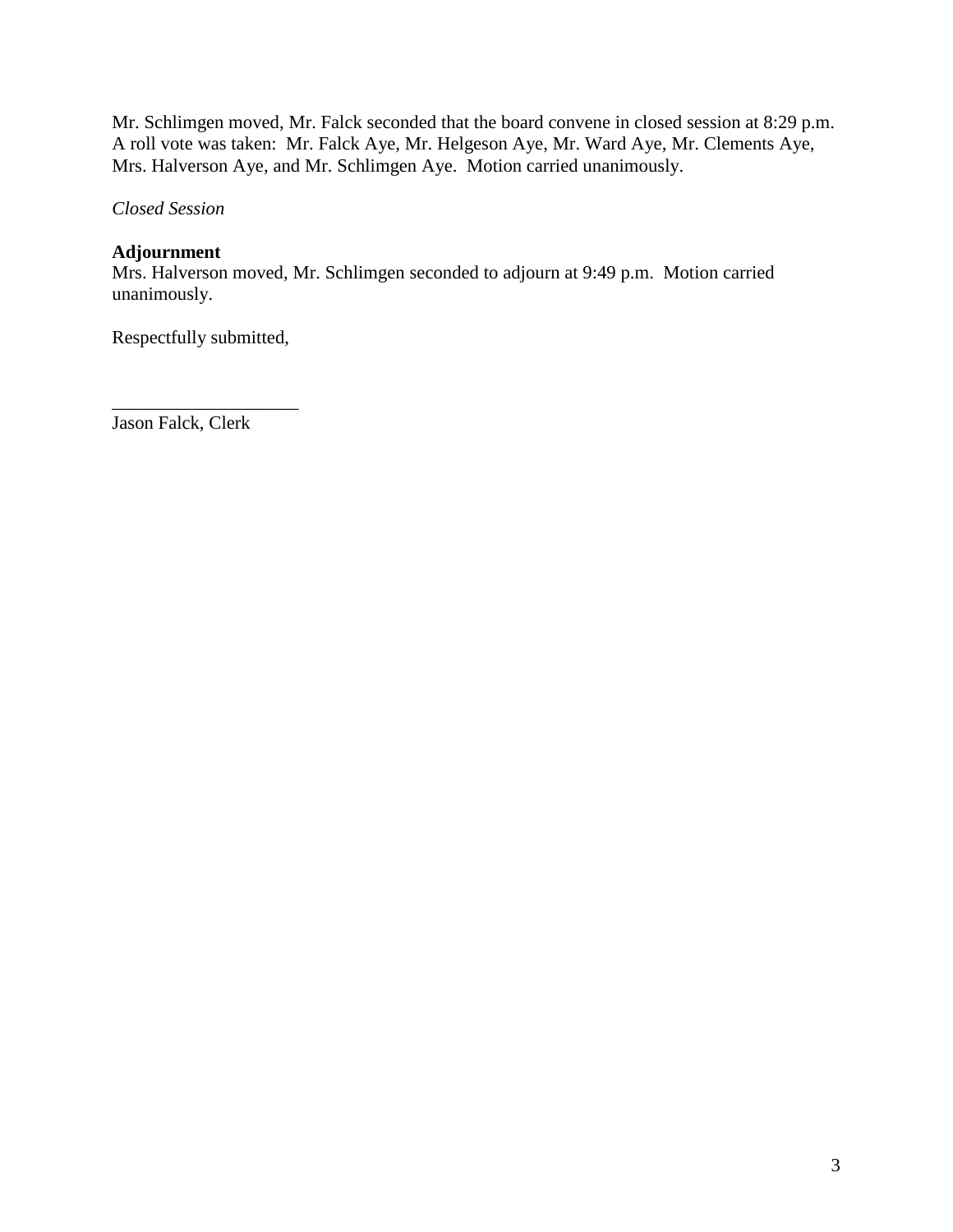Mr. Schlimgen moved, Mr. Falck seconded that the board convene in closed session at 8:29 p.m. A roll vote was taken: Mr. Falck Aye, Mr. Helgeson Aye, Mr. Ward Aye, Mr. Clements Aye, Mrs. Halverson Aye, and Mr. Schlimgen Aye. Motion carried unanimously.

*Closed Session*

**Adjournment**
Mrs. Halverson moved, Mr. Schlimgen seconded to adjourn at 9:49 p.m. Motion carried unanimously.

Respectfully submitted,

____________________
Jason Falck, Clerk